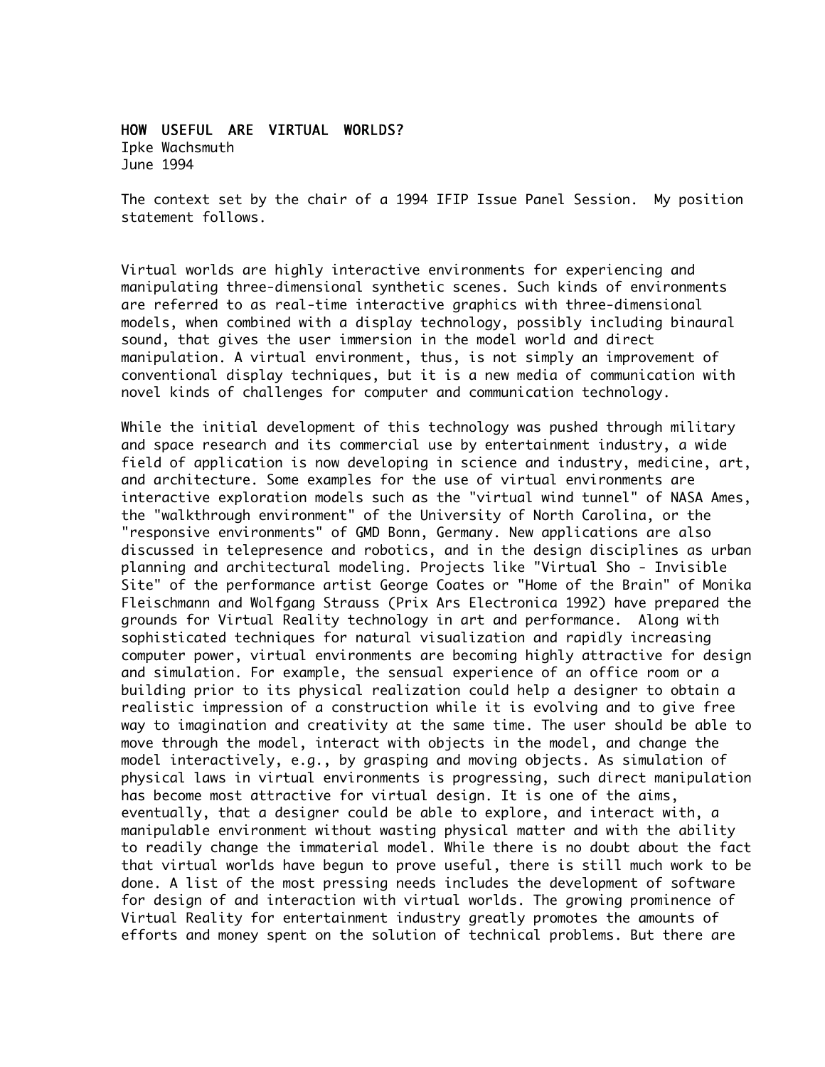# HOW USEFUL ARE VIRTUAL WORLDS?

Ipke Wachsmuth
June 1994

The context set by the chair of a 1994 IFIP Issue Panel Session. My position statement follows.

Virtual worlds are highly interactive environments for experiencing and manipulating three-dimensional synthetic scenes. Such kinds of environments are referred to as real-time interactive graphics with three-dimensional models, when combined with a display technology, possibly including binaural sound, that gives the user immersion in the model world and direct manipulation. A virtual environment, thus, is not simply an improvement of conventional display techniques, but it is a new media of communication with novel kinds of challenges for computer and communication technology.

While the initial development of this technology was pushed through military and space research and its commercial use by entertainment industry, a wide field of application is now developing in science and industry, medicine, art, and architecture. Some examples for the use of virtual environments are interactive exploration models such as the "virtual wind tunnel" of NASA Ames, the "walkthrough environment" of the University of North Carolina, or the "responsive environments" of GMD Bonn, Germany. New applications are also discussed in telepresence and robotics, and in the design disciplines as urban planning and architectural modeling. Projects like "Virtual Sho - Invisible Site" of the performance artist George Coates or "Home of the Brain" of Monika Fleischmann and Wolfgang Strauss (Prix Ars Electronica 1992) have prepared the grounds for Virtual Reality technology in art and performance. Along with sophisticated techniques for natural visualization and rapidly increasing computer power, virtual environments are becoming highly attractive for design and simulation. For example, the sensual experience of an office room or a building prior to its physical realization could help a designer to obtain a realistic impression of a construction while it is evolving and to give free way to imagination and creativity at the same time. The user should be able to move through the model, interact with objects in the model, and change the model interactively, e.g., by grasping and moving objects. As simulation of physical laws in virtual environments is progressing, such direct manipulation has become most attractive for virtual design. It is one of the aims, eventually, that a designer could be able to explore, and interact with, a manipulable environment without wasting physical matter and with the ability to readily change the immaterial model. While there is no doubt about the fact that virtual worlds have begun to prove useful, there is still much work to be done. A list of the most pressing needs includes the development of software for design of and interaction with virtual worlds. The growing prominence of Virtual Reality for entertainment industry greatly promotes the amounts of efforts and money spent on the solution of technical problems. But there are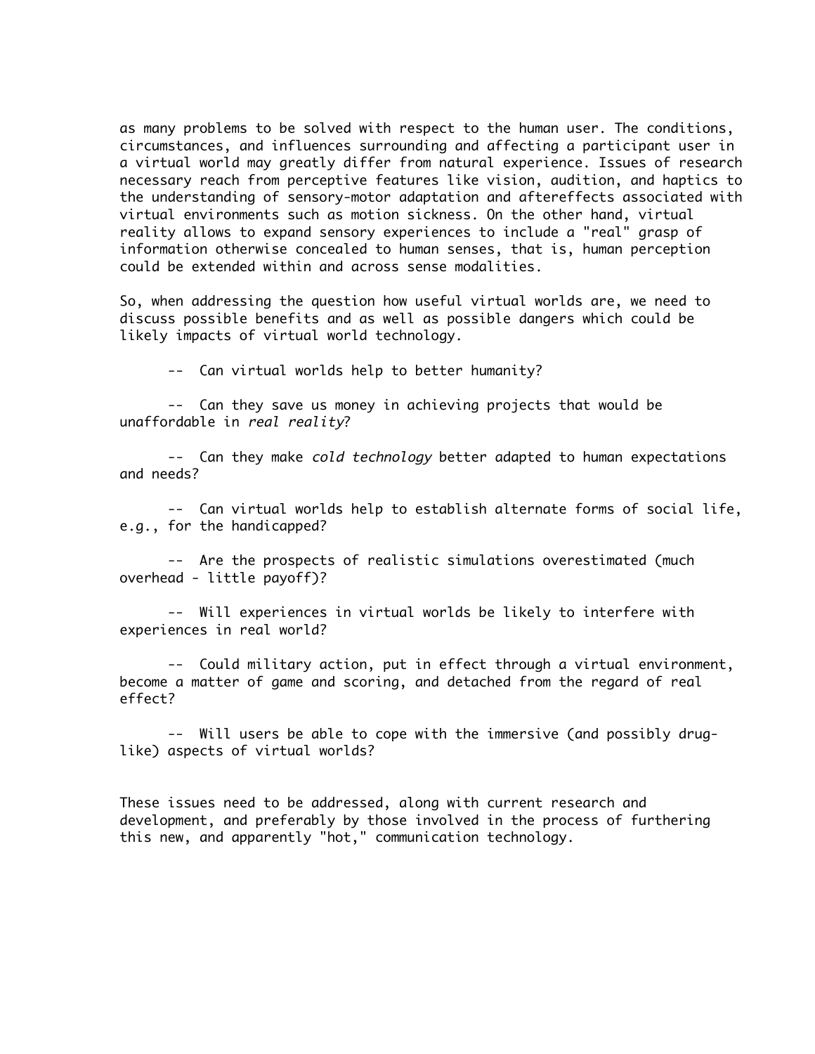as many problems to be solved with respect to the human user. The conditions, circumstances, and influences surrounding and affecting a participant user in a virtual world may greatly differ from natural experience. Issues of research necessary reach from perceptive features like vision, audition, and haptics to the understanding of sensory-motor adaptation and aftereffects associated with virtual environments such as motion sickness. On the other hand, virtual reality allows to expand sensory experiences to include a "real" grasp of information otherwise concealed to human senses, that is, human perception could be extended within and across sense modalities.

So, when addressing the question how useful virtual worlds are, we need to discuss possible benefits and as well as possible dangers which could be likely impacts of virtual world technology.

-- Can virtual worlds help to better humanity?

-- Can they save us money in achieving projects that would be unaffordable in *real reality*?

-- Can they make *cold technology* better adapted to human expectations and needs?

-- Can virtual worlds help to establish alternate forms of social life, e.g., for the handicapped?

-- Are the prospects of realistic simulations overestimated (much overhead - little payoff)?

-- Will experiences in virtual worlds be likely to interfere with experiences in real world?

-- Could military action, put in effect through a virtual environment, become a matter of game and scoring, and detached from the regard of real effect?

-- Will users be able to cope with the immersive (and possibly drug-like) aspects of virtual worlds?

These issues need to be addressed, along with current research and development, and preferably by those involved in the process of furthering this new, and apparently "hot," communication technology.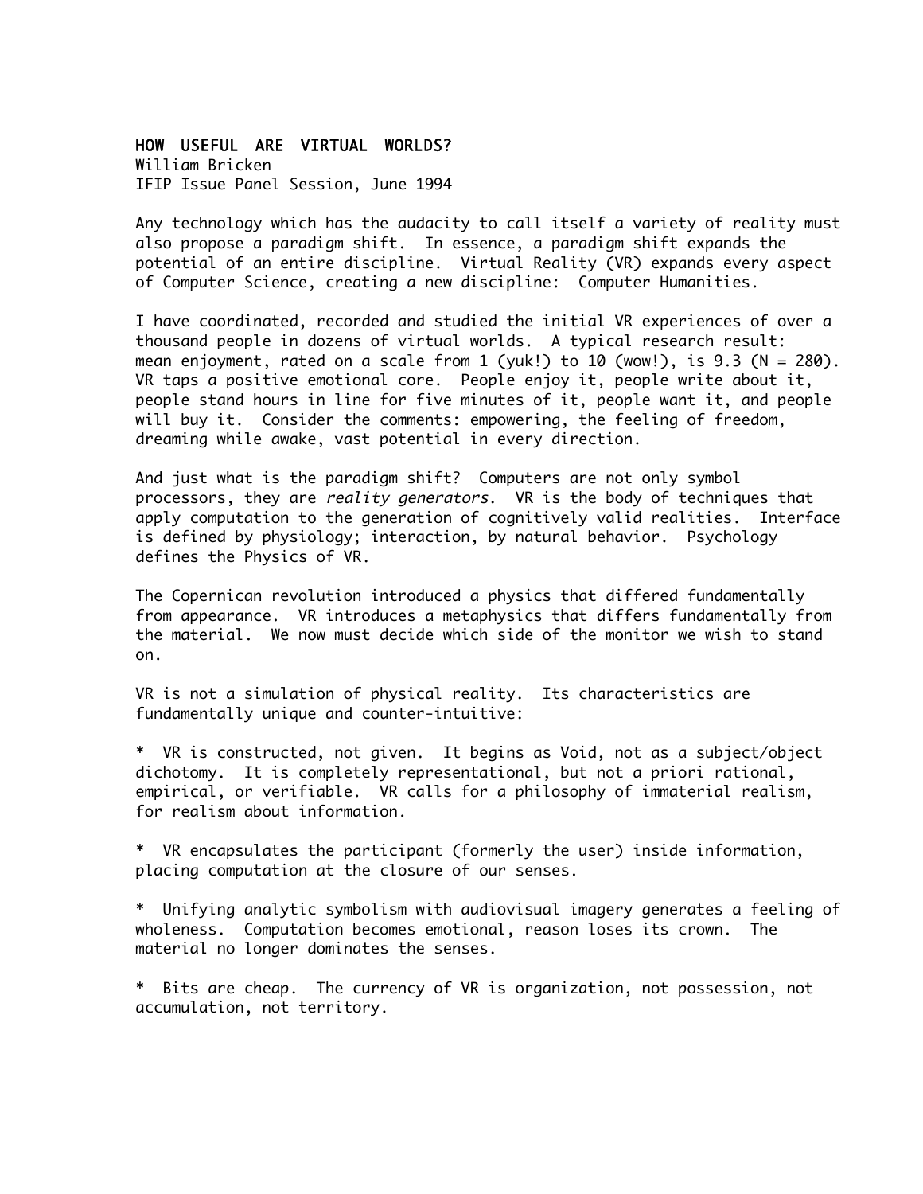# HOW USEFUL ARE VIRTUAL WORLDS?

William Bricken
IFIP Issue Panel Session, June 1994

Any technology which has the audacity to call itself a variety of reality must also propose a paradigm shift. In essence, a paradigm shift expands the potential of an entire discipline. Virtual Reality (VR) expands every aspect of Computer Science, creating a new discipline: Computer Humanities.

I have coordinated, recorded and studied the initial VR experiences of over a thousand people in dozens of virtual worlds. A typical research result: mean enjoyment, rated on a scale from 1 (yuk!) to 10 (wow!), is 9.3 (N = 280). VR taps a positive emotional core. People enjoy it, people write about it, people stand hours in line for five minutes of it, people want it, and people will buy it. Consider the comments: empowering, the feeling of freedom, dreaming while awake, vast potential in every direction.

And just what is the paradigm shift? Computers are not only symbol processors, they are *reality generators*. VR is the body of techniques that apply computation to the generation of cognitively valid realities. Interface is defined by physiology; interaction, by natural behavior. Psychology defines the Physics of VR.

The Copernican revolution introduced a physics that differed fundamentally from appearance. VR introduces a metaphysics that differs fundamentally from the material. We now must decide which side of the monitor we wish to stand on.

VR is not a simulation of physical reality. Its characteristics are fundamentally unique and counter-intuitive:

* VR is constructed, not given. It begins as Void, not as a subject/object dichotomy. It is completely representational, but not a priori rational, empirical, or verifiable. VR calls for a philosophy of immaterial realism, for realism about information.

* VR encapsulates the participant (formerly the user) inside information, placing computation at the closure of our senses.

* Unifying analytic symbolism with audiovisual imagery generates a feeling of wholeness. Computation becomes emotional, reason loses its crown. The material no longer dominates the senses.

* Bits are cheap. The currency of VR is organization, not possession, not accumulation, not territory.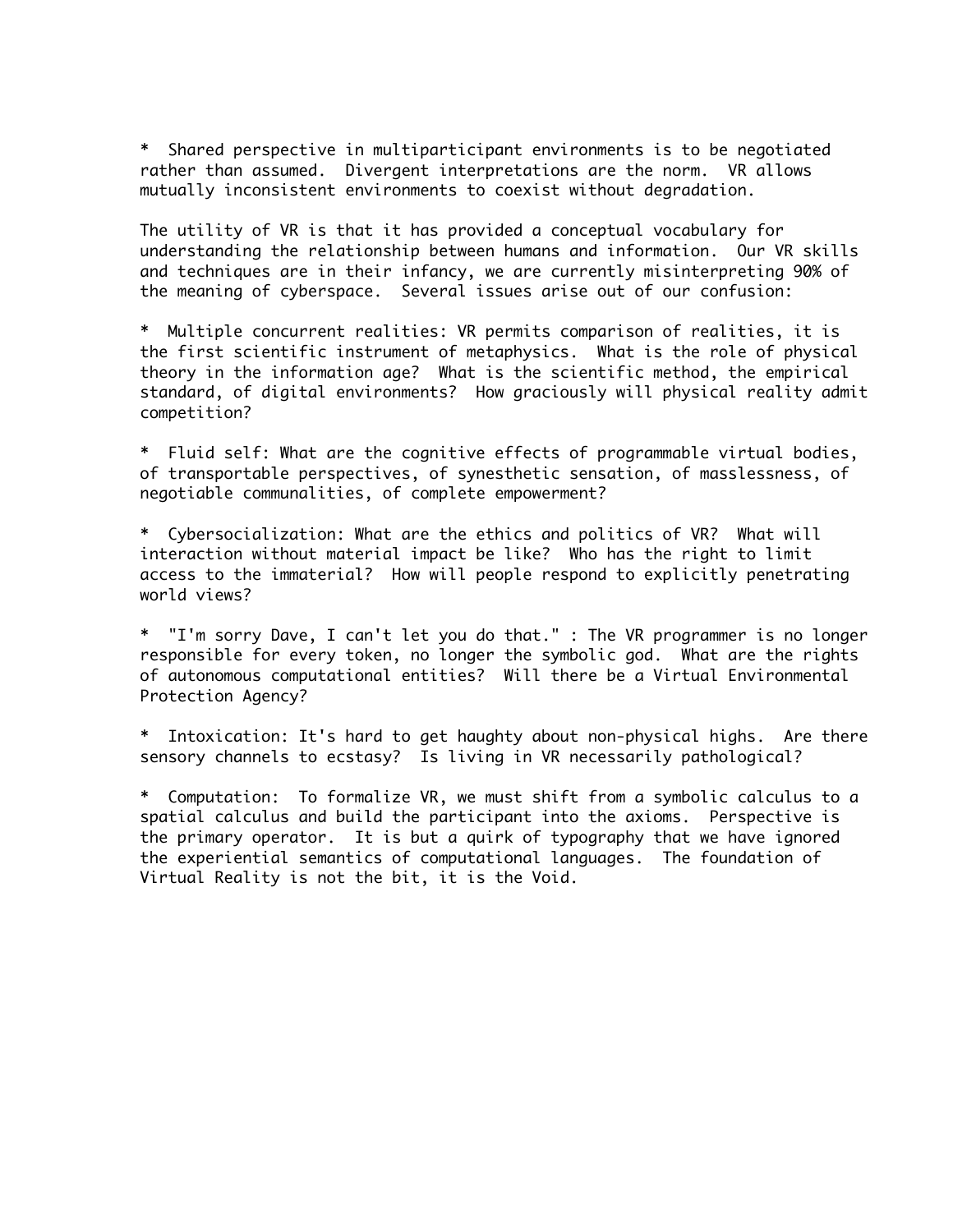* Shared perspective in multiparticipant environments is to be negotiated rather than assumed. Divergent interpretations are the norm. VR allows mutually inconsistent environments to coexist without degradation.

The utility of VR is that it has provided a conceptual vocabulary for understanding the relationship between humans and information. Our VR skills and techniques are in their infancy, we are currently misinterpreting 90% of the meaning of cyberspace. Several issues arise out of our confusion:

* Multiple concurrent realities: VR permits comparison of realities, it is the first scientific instrument of metaphysics. What is the role of physical theory in the information age? What is the scientific method, the empirical standard, of digital environments? How graciously will physical reality admit competition?

* Fluid self: What are the cognitive effects of programmable virtual bodies, of transportable perspectives, of synesthetic sensation, of masslessness, of negotiable communalities, of complete empowerment?

* Cybersocialization: What are the ethics and politics of VR? What will interaction without material impact be like? Who has the right to limit access to the immaterial? How will people respond to explicitly penetrating world views?

* "I'm sorry Dave, I can't let you do that." : The VR programmer is no longer responsible for every token, no longer the symbolic god. What are the rights of autonomous computational entities? Will there be a Virtual Environmental Protection Agency?

* Intoxication: It's hard to get haughty about non-physical highs. Are there sensory channels to ecstasy? Is living in VR necessarily pathological?

* Computation: To formalize VR, we must shift from a symbolic calculus to a spatial calculus and build the participant into the axioms. Perspective is the primary operator. It is but a quirk of typography that we have ignored the experiential semantics of computational languages. The foundation of Virtual Reality is not the bit, it is the Void.